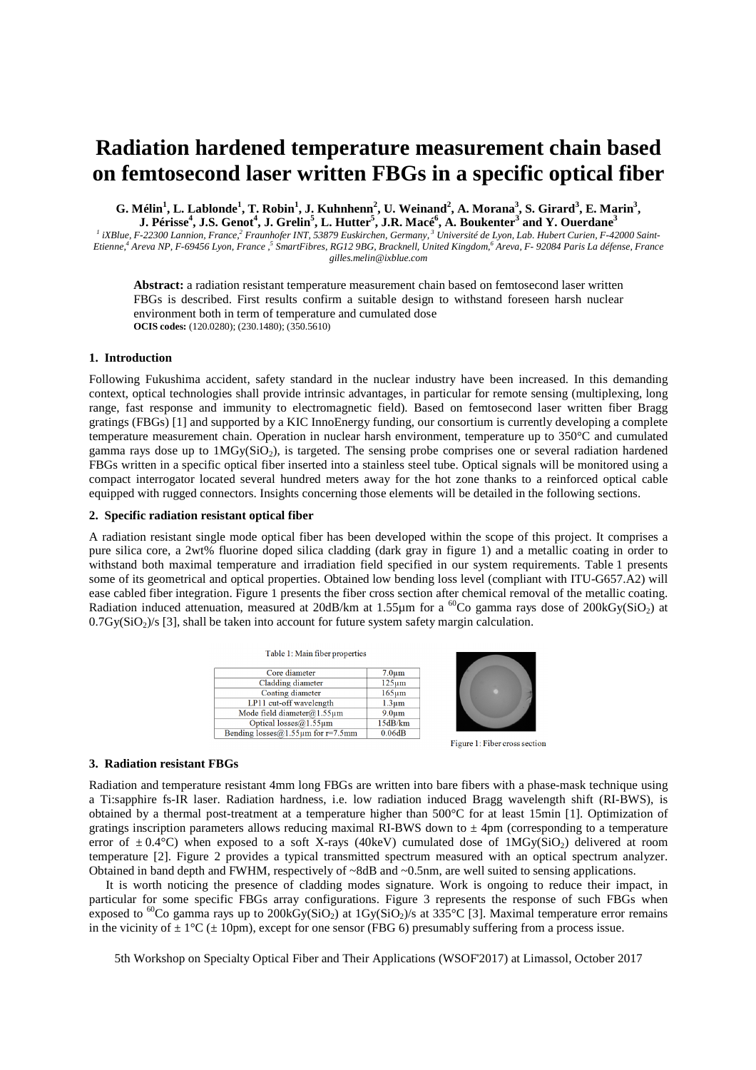# Radiation hardened temperature measurement chain based on femtosecond laser written FBGs in a specific optical fiber

**G. Mélin[1], L. Lablonde[1], T. Robin[1], J. Kuhnhenn[2], U. Weinand[2], A. Morana[3], S. Girard[3], E. Marin[3], J. Périsse[4], J.S. Genot[4], J. Grelin[5], L. Hutter[5], J.R. Macé[6], A. Boukenter[3] and Y. Ouerdane[3]**

*[1] iXBlue, F-22300 Lannion, France,[2] Fraunhofer INT, 53879 Euskirchen, Germany,[3] Université de Lyon, Lab. Hubert Curien, F-42000 Saint-Etienne,[4] Areva NP, F-69456 Lyon, France ,[5] SmartFibres, RG12 9BG, Bracknell, United Kingdom,[6] Areva, F- 92084 Paris La défense, France*
*gilles.melin@ixblue.com*

**Abstract:** a radiation resistant temperature measurement chain based on femtosecond laser written FBGs is described. First results confirm a suitable design to withstand foreseen harsh nuclear environment both in term of temperature and cumulated dose
**OCIS codes:** (120.0280); (230.1480); (350.5610)

## 1. Introduction

Following Fukushima accident, safety standard in the nuclear industry have been increased. In this demanding context, optical technologies shall provide intrinsic advantages, in particular for remote sensing (multiplexing, long range, fast response and immunity to electromagnetic field). Based on femtosecond laser written fiber Bragg gratings (FBGs) [1] and supported by a KIC InnoEnergy funding, our consortium is currently developing a complete temperature measurement chain. Operation in nuclear harsh environment, temperature up to 350°C and cumulated gamma rays dose up to 1MGy($SiO_2$), is targeted. The sensing probe comprises one or several radiation hardened FBGs written in a specific optical fiber inserted into a stainless steel tube. Optical signals will be monitored using a compact interrogator located several hundred meters away for the hot zone thanks to a reinforced optical cable equipped with rugged connectors. Insights concerning those elements will be detailed in the following sections.

## 2. Specific radiation resistant optical fiber

A radiation resistant single mode optical fiber has been developed within the scope of this project. It comprises a pure silica core, a 2wt% fluorine doped silica cladding (dark gray in figure 1) and a metallic coating in order to withstand both maximal temperature and irradiation field specified in our system requirements. Table 1 presents some of its geometrical and optical properties. Obtained low bending loss level (compliant with ITU-G657.A2) will ease cabled fiber integration. Figure 1 presents the fiber cross section after chemical removal of the metallic coating. Radiation induced attenuation, measured at 20dB/km at 1.55µm for a $^{60}$Co gamma rays dose of 200kGy($SiO_2$) at 0.7Gy($SiO_2$)/s [3], shall be taken into account for future system safety margin calculation.

Table 1: Main fiber properties

| | |
|---|---|
| Core diameter | 7.0µm |
| Cladding diameter | 125µm |
| Coating diameter | 165µm |
| LP11 cut-off wavelength | 1.3µm |
| Mode field diameter@1.55µm | 9.0µm |
| Optical losses@1.55µm | 15dB/km |
| Bending losses@1.55µm for r=7.5mm | 0.06dB |

Figure 1: Fiber cross section

## 3. Radiation resistant FBGs

Radiation and temperature resistant 4mm long FBGs are written into bare fibers with a phase-mask technique using a Ti:sapphire fs-IR laser. Radiation hardness, i.e. low radiation induced Bragg wavelength shift (RI-BWS), is obtained by a thermal post-treatment at a temperature higher than 500°C for at least 15min [1]. Optimization of gratings inscription parameters allows reducing maximal RI-BWS down to ± 4pm (corresponding to a temperature error of ± 0.4°C) when exposed to a soft X-rays (40keV) cumulated dose of 1MGy($SiO_2$) delivered at room temperature [2]. Figure 2 provides a typical transmitted spectrum measured with an optical spectrum analyzer. Obtained in band depth and FWHM, respectively of ~8dB and ~0.5nm, are well suited to sensing applications.

It is worth noticing the presence of cladding modes signature. Work is ongoing to reduce their impact, in particular for some specific FBGs array configurations. Figure 3 represents the response of such FBGs when exposed to $^{60}$Co gamma rays up to 200kGy($SiO_2$) at 1Gy($SiO_2$)/s at 335°C [3]. Maximal temperature error remains in the vicinity of ± 1°C (± 10pm), except for one sensor (FBG 6) presumably suffering from a process issue.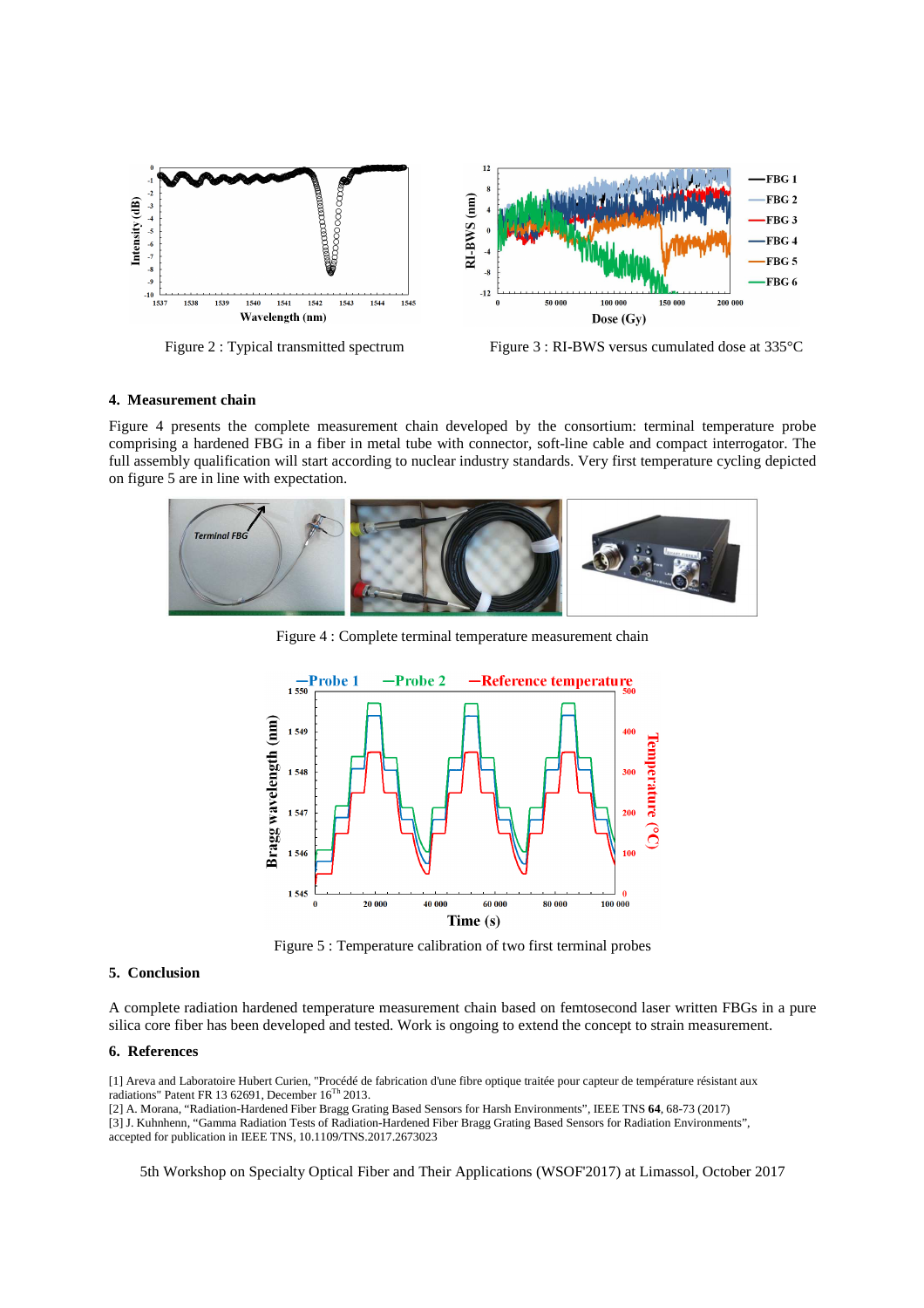Intensity (dB)

0
-1
-2
-3
-4
-5
-6
-7
-8
-9
-10

1537 1538 1539 1540 1541 1542 1543 1544 1545

Wavelength (nm)

Figure 2 : Typical transmitted spectrum

RI-BWS (nm)

12
8
4
0
-4
-8
-12

0 50 000 100 000 150 000 200 000

Dose (Gy)

FBG 1
FBG 2
FBG 3
FBG 4
FBG 5
FBG 6

Figure 3 : RI-BWS versus cumulated dose at 335°C

## 4. Measurement chain

Figure 4 presents the complete measurement chain developed by the consortium: terminal temperature probe comprising a hardened FBG in a fiber in metal tube with connector, soft-line cable and compact interrogator. The full assembly qualification will start according to nuclear industry standards. Very first temperature cycling depicted on figure 5 are in line with expectation.

Terminal FBG

Figure 4 : Complete terminal temperature measurement chain

Probe 1 Probe 2 Reference temperature

Bragg wavelength (nm)

1 550
1 549
1 548
1 547
1 546
1 545

Temperature (°C)

500
400
300
200
100
0

0 20 000 40 000 60 000 80 000 100 000

Time (s)

Figure 5 : Temperature calibration of two first terminal probes

## 5. Conclusion

A complete radiation hardened temperature measurement chain based on femtosecond laser written FBGs in a pure silica core fiber has been developed and tested. Work is ongoing to extend the concept to strain measurement.

## 6. References

[1] Areva and Laboratoire Hubert Curien, "Procédé de fabrication d'une fibre optique traitée pour capteur de température résistant aux radiations" Patent FR 13 62691, December 16Th 2013.
[2] A. Morana, "Radiation-Hardened Fiber Bragg Grating Based Sensors for Harsh Environments", IEEE TNS **64**, 68-73 (2017)
[3] J. Kuhnhenn, "Gamma Radiation Tests of Radiation-Hardened Fiber Bragg Grating Based Sensors for Radiation Environments", accepted for publication in IEEE TNS, 10.1109/TNS.2017.2673023